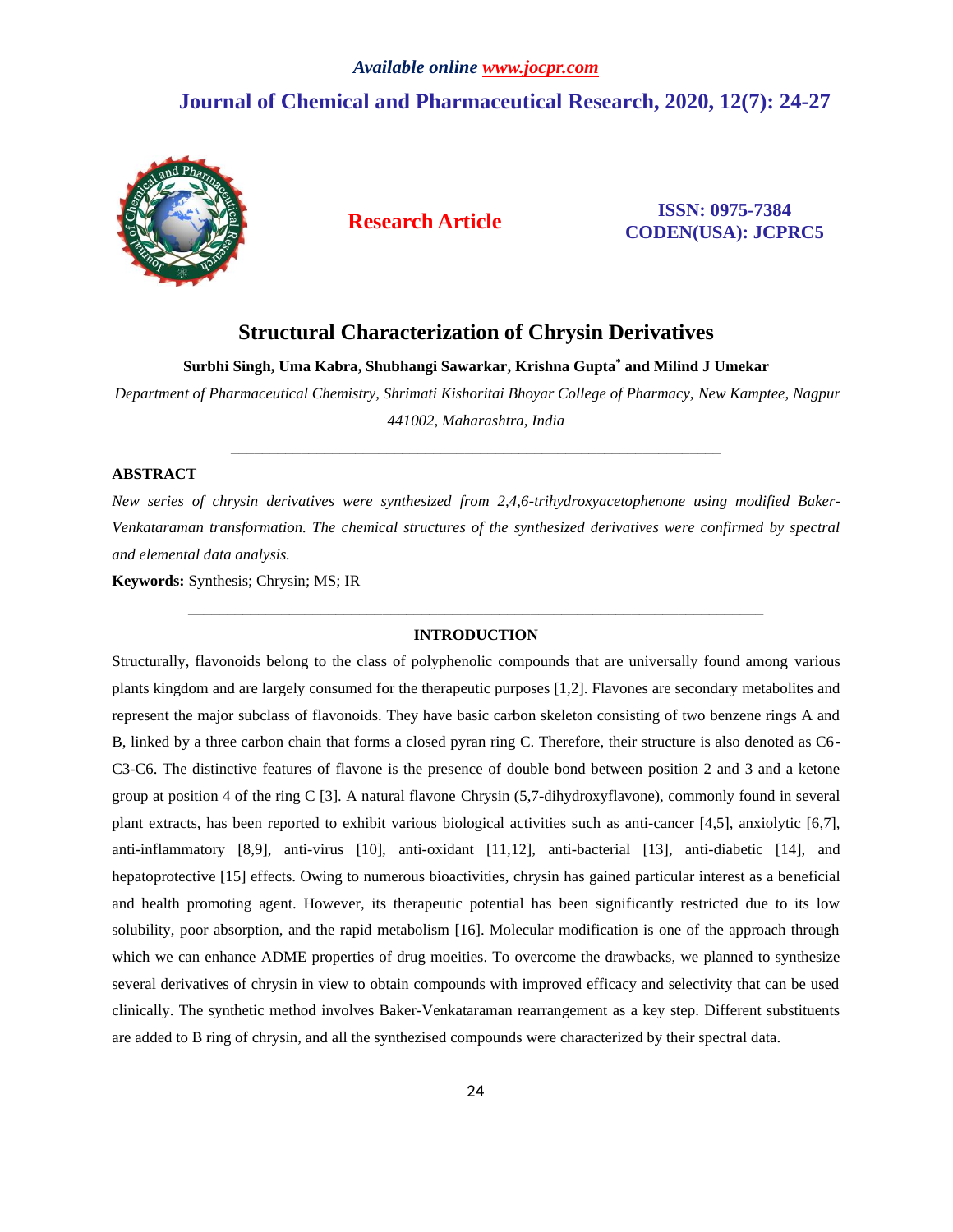# Structural Characterization of Chrysin Derivatives

**Surbhi Singh, Uma Kabra, Shubhangi Sawarkar, Krishna Gupta* and Milind J Umekar**

*Department of Pharmaceutical Chemistry, Shrimati Kishoritai Bhoyar College of Pharmacy, New Kamptee, Nagpur 441002, Maharashtra, India*

---

## ABSTRACT

*New series of chrysin derivatives were synthesized from 2,4,6-trihydroxyacetophenone using modified Baker-Venkataraman transformation. The chemical structures of the synthesized derivatives were confirmed by spectral and elemental data analysis.*

**Keywords:** Synthesis; Chrysin; MS; IR

---

## INTRODUCTION

Structurally, flavonoids belong to the class of polyphenolic compounds that are universally found among various plants kingdom and are largely consumed for the therapeutic purposes [1,2]. Flavones are secondary metabolites and represent the major subclass of flavonoids. They have basic carbon skeleton consisting of two benzene rings A and B, linked by a three carbon chain that forms a closed pyran ring C. Therefore, their structure is also denoted as C6-C3-C6. The distinctive features of flavone is the presence of double bond between position 2 and 3 and a ketone group at position 4 of the ring C [3]. A natural flavone Chrysin (5,7-dihydroxyflavone), commonly found in several plant extracts, has been reported to exhibit various biological activities such as anti-cancer [4,5], anxiolytic [6,7], anti-inflammatory [8,9], anti-virus [10], anti-oxidant [11,12], anti-bacterial [13], anti-diabetic [14], and hepatoprotective [15] effects. Owing to numerous bioactivities, chrysin has gained particular interest as a beneficial and health promoting agent. However, its therapeutic potential has been significantly restricted due to its low solubility, poor absorption, and the rapid metabolism [16]. Molecular modification is one of the approach through which we can enhance ADME properties of drug moieties. To overcome the drawbacks, we planned to synthesize several derivatives of chrysin in view to obtain compounds with improved efficacy and selectivity that can be used clinically. The synthetic method involves Baker-Venkataraman rearrangement as a key step. Different substituents are added to B ring of chrysin, and all the synthezised compounds were characterized by their spectral data.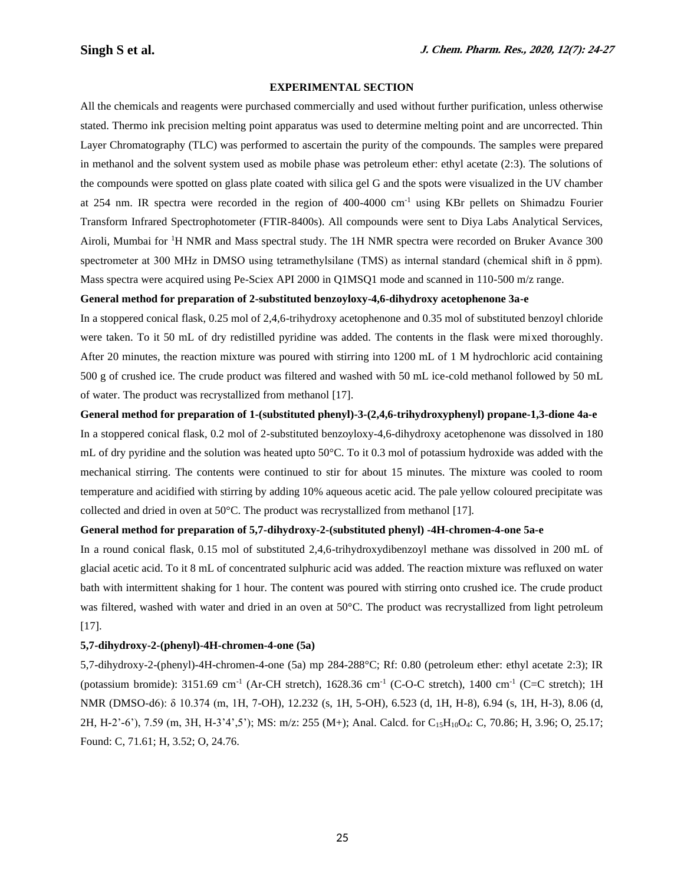## EXPERIMENTAL SECTION

All the chemicals and reagents were purchased commercially and used without further purification, unless otherwise stated. Thermo ink precision melting point apparatus was used to determine melting point and are uncorrected. Thin Layer Chromatography (TLC) was performed to ascertain the purity of the compounds. The samples were prepared in methanol and the solvent system used as mobile phase was petroleum ether: ethyl acetate (2:3). The solutions of the compounds were spotted on glass plate coated with silica gel G and the spots were visualized in the UV chamber at 254 nm. IR spectra were recorded in the region of 400-4000 $cm^{-1}$ using KBr pellets on Shimadzu Fourier Transform Infrared Spectrophotometer (FTIR-8400s). All compounds were sent to Diya Labs Analytical Services, Airoli, Mumbai for $^{1}H$ NMR and Mass spectral study. The 1H NMR spectra were recorded on Bruker Avance 300 spectrometer at 300 MHz in DMSO using tetramethylsilane (TMS) as internal standard (chemical shift in $\delta$ ppm). Mass spectra were acquired using Pe-Sciex API 2000 in Q1MSQ1 mode and scanned in 110-500 m/z range.

**General method for preparation of 2-substituted benzoyloxy-4,6-dihydroxy acetophenone 3a-e**

In a stoppered conical flask, 0.25 mol of 2,4,6-trihydroxy acetophenone and 0.35 mol of substituted benzoyl chloride were taken. To it 50 mL of dry redistilled pyridine was added. The contents in the flask were mixed thoroughly. After 20 minutes, the reaction mixture was poured with stirring into 1200 mL of 1 M hydrochloric acid containing 500 g of crushed ice. The crude product was filtered and washed with 50 mL ice-cold methanol followed by 50 mL of water. The product was recrystallized from methanol [17].

**General method for preparation of 1-(substituted phenyl)-3-(2,4,6-trihydroxyphenyl) propane-1,3-dione 4a-e**

In a stoppered conical flask, 0.2 mol of 2-substituted benzoyloxy-4,6-dihydroxy acetophenone was dissolved in 180 mL of dry pyridine and the solution was heated upto 50°C. To it 0.3 mol of potassium hydroxide was added with the mechanical stirring. The contents were continued to stir for about 15 minutes. The mixture was cooled to room temperature and acidified with stirring by adding 10% aqueous acetic acid. The pale yellow coloured precipitate was collected and dried in oven at 50°C. The product was recrystallized from methanol [17].

**General method for preparation of 5,7-dihydroxy-2-(substituted phenyl) -4H-chromen-4-one 5a-e**

In a round conical flask, 0.15 mol of substituted 2,4,6-trihydroxydibenzoyl methane was dissolved in 200 mL of glacial acetic acid. To it 8 mL of concentrated sulphuric acid was added. The reaction mixture was refluxed on water bath with intermittent shaking for 1 hour. The content was poured with stirring onto crushed ice. The crude product was filtered, washed with water and dried in an oven at 50°C. The product was recrystallized from light petroleum [17].

**5,7-dihydroxy-2-(phenyl)-4H-chromen-4-one (5a)**

5,7-dihydroxy-2-(phenyl)-4H-chromen-4-one (5a) mp 284-288°C; Rf: 0.80 (petroleum ether: ethyl acetate 2:3); IR (potassium bromide): 3151.69 $cm^{-1}$ (Ar-CH stretch), 1628.36 $cm^{-1}$ (C-O-C stretch), 1400 $cm^{-1}$ (C=C stretch); 1H NMR (DMSO-d6): $\delta$ 10.374 (m, 1H, 7-OH), 12.232 (s, 1H, 5-OH), 6.523 (d, 1H, H-8), 6.94 (s, 1H, H-3), 8.06 (d, 2H, H-2'-6'), 7.59 (m, 3H, H-3'4',5'); MS: m/z: 255 (M+); Anal. Calcd. for $C_{15}H_{10}O_4$: C, 70.86; H, 3.96; O, 25.17; Found: C, 71.61; H, 3.52; O, 24.76.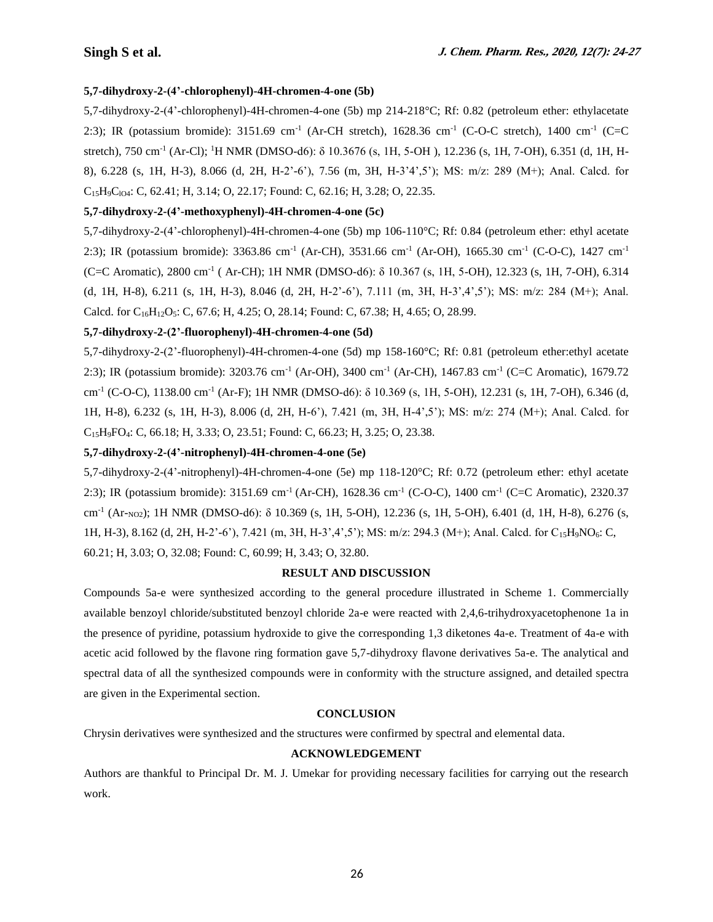**5,7-dihydroxy-2-(4'-chlorophenyl)-4H-chromen-4-one (5b)**

5,7-dihydroxy-2-(4'-chlorophenyl)-4H-chromen-4-one (5b) mp 214-218°C; Rf: 0.82 (petroleum ether: ethylacetate 2:3); IR (potassium bromide): 3151.69 $cm^{-1}$ (Ar-CH stretch), 1628.36 $cm^{-1}$ (C-O-C stretch), 1400 $cm^{-1}$ (C=C stretch), 750 $cm^{-1}$ (Ar-Cl); $^1$H NMR (DMSO-d6): δ 10.3676 (s, 1H, 5-OH ), 12.236 (s, 1H, 7-OH), 6.351 (d, 1H, H-8), 6.228 (s, 1H, H-3), 8.066 (d, 2H, H-2'-6'), 7.56 (m, 3H, H-3'4',5'); MS: m/z: 289 (M+); Anal. Calcd. for $C_{15}H_9C_{lO4}$: C, 62.41; H, 3.14; O, 22.17; Found: C, 62.16; H, 3.28; O, 22.35.

**5,7-dihydroxy-2-(4'-methoxyphenyl)-4H-chromen-4-one (5c)**

5,7-dihydroxy-2-(4'-chlorophenyl)-4H-chromen-4-one (5b) mp 106-110°C; Rf: 0.84 (petroleum ether: ethyl acetate 2:3); IR (potassium bromide): 3363.86 $cm^{-1}$ (Ar-CH), 3531.66 $cm^{-1}$ (Ar-OH), 1665.30 $cm^{-1}$ (C-O-C), 1427 $cm^{-1}$ (C=C Aromatic), 2800 $cm^{-1}$ ( Ar-CH); 1H NMR (DMSO-d6): δ 10.367 (s, 1H, 5-OH), 12.323 (s, 1H, 7-OH), 6.314 (d, 1H, H-8), 6.211 (s, 1H, H-3), 8.046 (d, 2H, H-2'-6'), 7.111 (m, 3H, H-3',4',5'); MS: m/z: 284 (M+); Anal. Calcd. for $C_{16}H_{12}O_5$: C, 67.6; H, 4.25; O, 28.14; Found: C, 67.38; H, 4.65; O, 28.99.

**5,7-dihydroxy-2-(2'-fluorophenyl)-4H-chromen-4-one (5d)**

5,7-dihydroxy-2-(2'-fluorophenyl)-4H-chromen-4-one (5d) mp 158-160°C; Rf: 0.81 (petroleum ether:ethyl acetate 2:3); IR (potassium bromide): 3203.76 $cm^{-1}$ (Ar-OH), 3400 $cm^{-1}$ (Ar-CH), 1467.83 $cm^{-1}$ (C=C Aromatic), 1679.72 $cm^{-1}$ (C-O-C), 1138.00 $cm^{-1}$ (Ar-F); 1H NMR (DMSO-d6): δ 10.369 (s, 1H, 5-OH), 12.231 (s, 1H, 7-OH), 6.346 (d, 1H, H-8), 6.232 (s, 1H, H-3), 8.006 (d, 2H, H-6'), 7.421 (m, 3H, H-4',5'); MS: m/z: 274 (M+); Anal. Calcd. for $C_{15}H_9FO_4$: C, 66.18; H, 3.33; O, 23.51; Found: C, 66.23; H, 3.25; O, 23.38.

**5,7-dihydroxy-2-(4'-nitrophenyl)-4H-chromen-4-one (5e)**

5,7-dihydroxy-2-(4'-nitrophenyl)-4H-chromen-4-one (5e) mp 118-120°C; Rf: 0.72 (petroleum ether: ethyl acetate 2:3); IR (potassium bromide): 3151.69 $cm^{-1}$ (Ar-CH), 1628.36 $cm^{-1}$ (C-O-C), 1400 $cm^{-1}$ (C=C Aromatic), 2320.37 $cm^{-1}$ ($Ar-_{NO2}$); 1H NMR (DMSO-d6): δ 10.369 (s, 1H, 5-OH), 12.236 (s, 1H, 5-OH), 6.401 (d, 1H, H-8), 6.276 (s, 1H, H-3), 8.162 (d, 2H, H-2'-6'), 7.421 (m, 3H, H-3',4',5'); MS: m/z: 294.3 (M+); Anal. Calcd. for $C_{15}H_9NO_6$: C, 60.21; H, 3.03; O, 32.08; Found: C, 60.99; H, 3.43; O, 32.80.

## RESULT AND DISCUSSION

Compounds 5a-e were synthesized according to the general procedure illustrated in Scheme 1. Commercially available benzoyl chloride/substituted benzoyl chloride 2a-e were reacted with 2,4,6-trihydroxyacetophenone 1a in the presence of pyridine, potassium hydroxide to give the corresponding 1,3 diketones 4a-e. Treatment of 4a-e with acetic acid followed by the flavone ring formation gave 5,7-dihydroxy flavone derivatives 5a-e. The analytical and spectral data of all the synthesized compounds were in conformity with the structure assigned, and detailed spectra are given in the Experimental section.

## CONCLUSION

Chrysin derivatives were synthesized and the structures were confirmed by spectral and elemental data.

## ACKNOWLEDGEMENT

Authors are thankful to Principal Dr. M. J. Umekar for providing necessary facilities for carrying out the research work.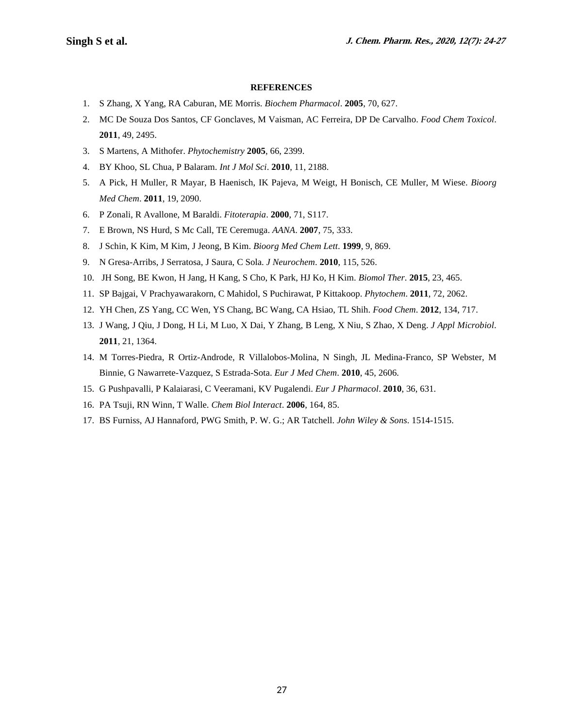**REFERENCES**

1. S Zhang, X Yang, RA Caburan, ME Morris. *Biochem Pharmacol*. **2005**, 70, 627.
2. MC De Souza Dos Santos, CF Gonclaves, M Vaisman, AC Ferreira, DP De Carvalho. *Food Chem Toxicol*. **2011**, 49, 2495.
3. S Martens, A Mithofer. *Phytochemistry* **2005**, 66, 2399.
4. BY Khoo, SL Chua, P Balaram. *Int J Mol Sci*. **2010**, 11, 2188.
5. A Pick, H Muller, R Mayar, B Haenisch, IK Pajeva, M Weigt, H Bonisch, CE Muller, M Wiese. *Bioorg Med Chem*. **2011**, 19, 2090.
6. P Zonali, R Avallone, M Baraldi. *Fitoterapia*. **2000**, 71, S117.
7. E Brown, NS Hurd, S Mc Call, TE Ceremuga. *AANA*. **2007**, 75, 333.
8. J Schin, K Kim, M Kim, J Jeong, B Kim. *Bioorg Med Chem Lett*. **1999**, 9, 869.
9. N Gresa-Arribs, J Serratosa, J Saura, C Sola. *J Neurochem*. **2010**, 115, 526.
10. JH Song, BE Kwon, H Jang, H Kang, S Cho, K Park, HJ Ko, H Kim. *Biomol Ther*. **2015**, 23, 465.
11. SP Bajgai, V Prachyawarakorn, C Mahidol, S Puchirawat, P Kittakoop. *Phytochem*. **2011**, 72, 2062.
12. YH Chen, ZS Yang, CC Wen, YS Chang, BC Wang, CA Hsiao, TL Shih. *Food Chem*. **2012**, 134, 717.
13. J Wang, J Qiu, J Dong, H Li, M Luo, X Dai, Y Zhang, B Leng, X Niu, S Zhao, X Deng. *J Appl Microbiol*. **2011**, 21, 1364.
14. M Torres-Piedra, R Ortiz-Androde, R Villalobos-Molina, N Singh, JL Medina-Franco, SP Webster, M Binnie, G Nawarrete-Vazquez, S Estrada-Sota. *Eur J Med Chem*. **2010**, 45, 2606.
15. G Pushpavalli, P Kalaiarasi, C Veeramani, KV Pugalendi. *Eur J Pharmacol*. **2010**, 36, 631.
16. PA Tsuji, RN Winn, T Walle. *Chem Biol Interact*. **2006**, 164, 85.
17. BS Furniss, AJ Hannaford, PWG Smith, P. W. G.; AR Tatchell. *John Wiley & Sons*. 1514-1515.